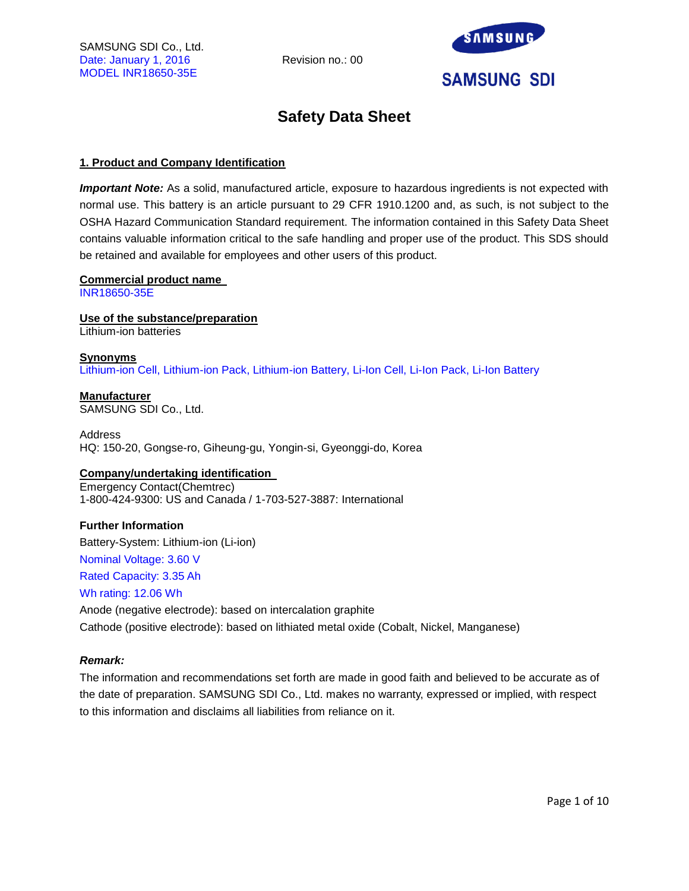SAMSUNG SDI Co., Ltd.
Date: January 1, 2016
MODEL INR18650-35E

Revision no.: 00

SAMSUNG SDI

# Safety Data Sheet

## 1. Product and Company Identification

***Important Note:*** As a solid, manufactured article, exposure to hazardous ingredients is not expected with normal use. This battery is an article pursuant to 29 CFR 1910.1200 and, as such, is not subject to the OSHA Hazard Communication Standard requirement. The information contained in this Safety Data Sheet contains valuable information critical to the safe handling and proper use of the product. This SDS should be retained and available for employees and other users of this product.

**Commercial product name**
INR18650-35E

**Use of the substance/preparation**
Lithium-ion batteries

**Synonyms**
Lithium-ion Cell, Lithium-ion Pack, Lithium-ion Battery, Li-Ion Cell, Li-Ion Pack, Li-Ion Battery

**Manufacturer**
SAMSUNG SDI Co., Ltd.

Address
HQ: 150-20, Gongse-ro, Giheung-gu, Yongin-si, Gyeonggi-do, Korea

**Company/undertaking identification**
Emergency Contact(Chemtrec)
1-800-424-9300: US and Canada / 1-703-527-3887: International

**Further Information**

Battery-System: Lithium-ion (Li-ion)

Nominal Voltage: 3.60 V

Rated Capacity: 3.35 Ah

Wh rating: 12.06 Wh

Anode (negative electrode): based on intercalation graphite

Cathode (positive electrode): based on lithiated metal oxide (Cobalt, Nickel, Manganese)

***Remark:***

The information and recommendations set forth are made in good faith and believed to be accurate as of the date of preparation. SAMSUNG SDI Co., Ltd. makes no warranty, expressed or implied, with respect to this information and disclaims all liabilities from reliance on it.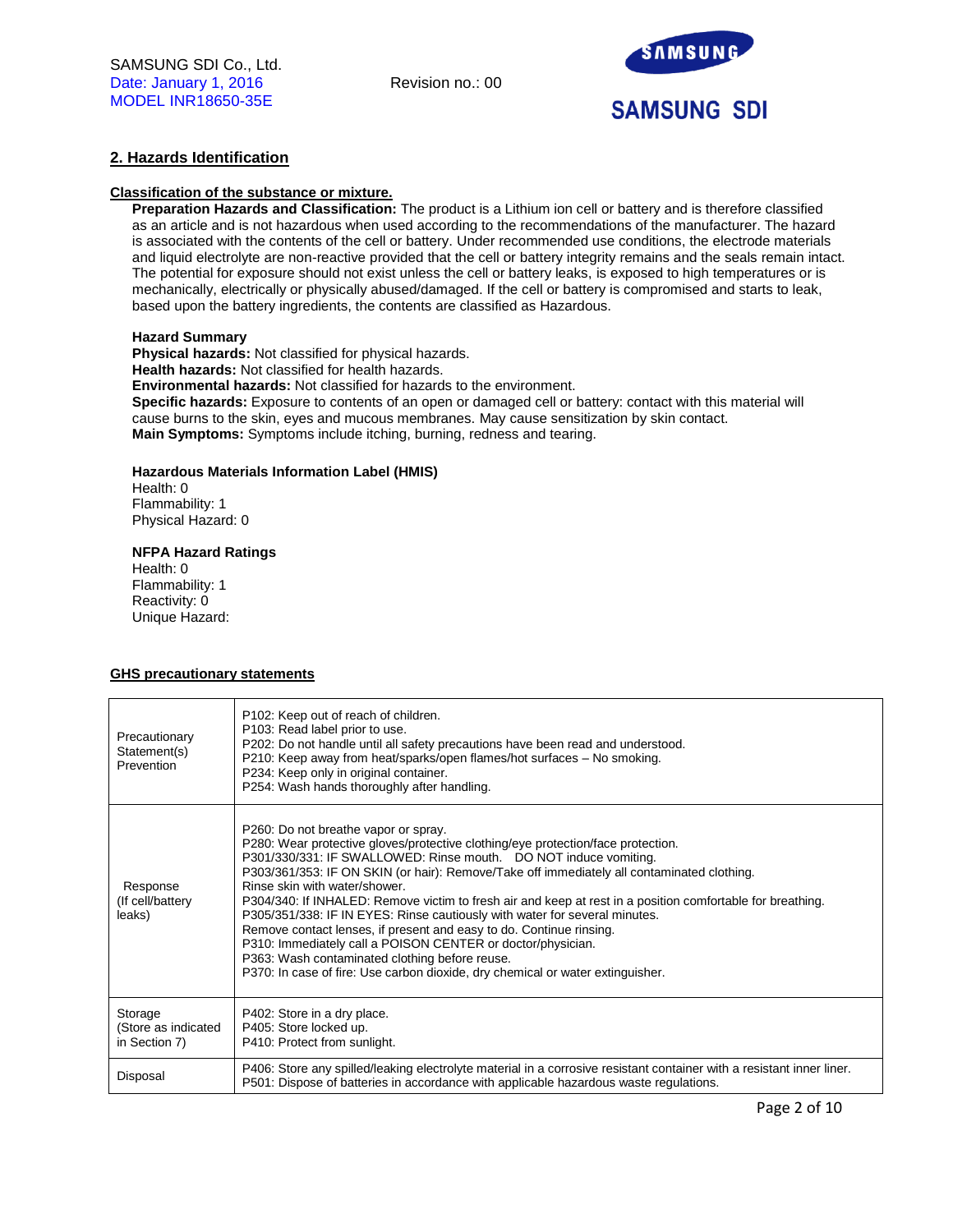## 2. Hazards Identification

**Classification of the substance or mixture.**

**Preparation Hazards and Classification:** The product is a Lithium ion cell or battery and is therefore classified as an article and is not hazardous when used according to the recommendations of the manufacturer. The hazard is associated with the contents of the cell or battery. Under recommended use conditions, the electrode materials and liquid electrolyte are non-reactive provided that the cell or battery integrity remains and the seals remain intact. The potential for exposure should not exist unless the cell or battery leaks, is exposed to high temperatures or is mechanically, electrically or physically abused/damaged. If the cell or battery is compromised and starts to leak, based upon the battery ingredients, the contents are classified as Hazardous.

**Hazard Summary**

**Physical hazards:** Not classified for physical hazards.
**Health hazards:** Not classified for health hazards.
**Environmental hazards:** Not classified for hazards to the environment.
**Specific hazards:** Exposure to contents of an open or damaged cell or battery: contact with this material will cause burns to the skin, eyes and mucous membranes. May cause sensitization by skin contact.
**Main Symptoms:** Symptoms include itching, burning, redness and tearing.

**Hazardous Materials Information Label (HMIS)**

Health: 0
Flammability: 1
Physical Hazard: 0

**NFPA Hazard Ratings**

Health: 0
Flammability: 1
Reactivity: 0
Unique Hazard:

**GHS precautionary statements**

| | |
|---|---|
| Precautionary Statement(s) Prevention | P102: Keep out of reach of children.<br>P103: Read label prior to use.<br>P202: Do not handle until all safety precautions have been read and understood.<br>P210: Keep away from heat/sparks/open flames/hot surfaces – No smoking.<br>P234: Keep only in original container.<br>P254: Wash hands thoroughly after handling. |
| Response (If cell/battery leaks) | P260: Do not breathe vapor or spray.<br>P280: Wear protective gloves/protective clothing/eye protection/face protection.<br>P301/330/331: IF SWALLOWED: Rinse mouth. DO NOT induce vomiting.<br>P303/361/353: IF ON SKIN (or hair): Remove/Take off immediately all contaminated clothing. Rinse skin with water/shower.<br>P304/340: If INHALED: Remove victim to fresh air and keep at rest in a position comfortable for breathing.<br>P305/351/338: IF IN EYES: Rinse cautiously with water for several minutes. Remove contact lenses, if present and easy to do. Continue rinsing.<br>P310: Immediately call a POISON CENTER or doctor/physician.<br>P363: Wash contaminated clothing before reuse.<br>P370: In case of fire: Use carbon dioxide, dry chemical or water extinguisher. |
| Storage (Store as indicated in Section 7) | P402: Store in a dry place.<br>P405: Store locked up.<br>P410: Protect from sunlight. |
| Disposal | P406: Store any spilled/leaking electrolyte material in a corrosive resistant container with a resistant inner liner.<br>P501: Dispose of batteries in accordance with applicable hazardous waste regulations. |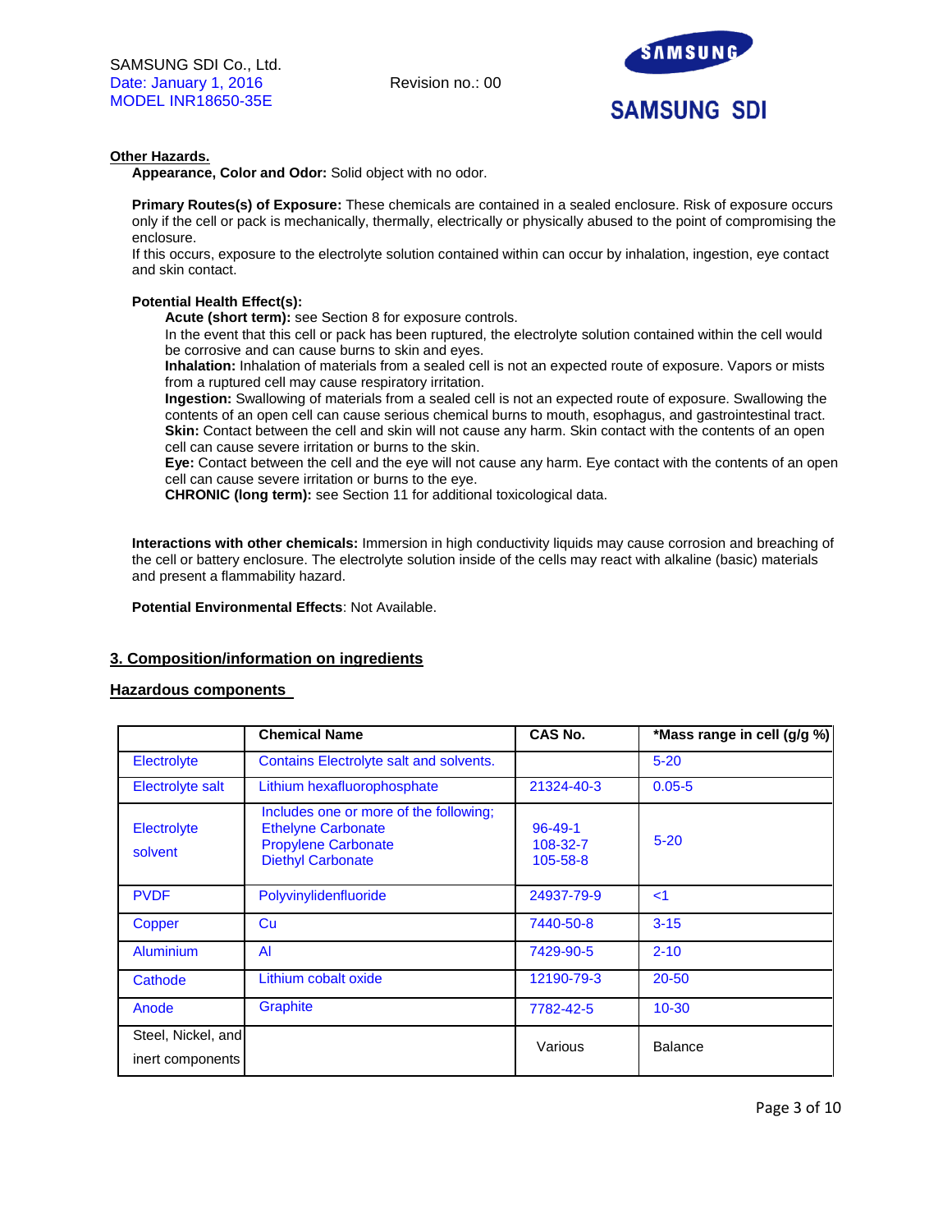**Other Hazards.**

**Appearance, Color and Odor:** Solid object with no odor.

**Primary Routes(s) of Exposure:** These chemicals are contained in a sealed enclosure. Risk of exposure occurs only if the cell or pack is mechanically, thermally, electrically or physically abused to the point of compromising the enclosure.
If this occurs, exposure to the electrolyte solution contained within can occur by inhalation, ingestion, eye contact and skin contact.

**Potential Health Effect(s):**

**Acute (short term):** see Section 8 for exposure controls.
In the event that this cell or pack has been ruptured, the electrolyte solution contained within the cell would be corrosive and can cause burns to skin and eyes.
**Inhalation:** Inhalation of materials from a sealed cell is not an expected route of exposure. Vapors or mists from a ruptured cell may cause respiratory irritation.
**Ingestion:** Swallowing of materials from a sealed cell is not an expected route of exposure. Swallowing the contents of an open cell can cause serious chemical burns to mouth, esophagus, and gastrointestinal tract.
**Skin:** Contact between the cell and skin will not cause any harm. Skin contact with the contents of an open cell can cause severe irritation or burns to the skin.
**Eye:** Contact between the cell and the eye will not cause any harm. Eye contact with the contents of an open cell can cause severe irritation or burns to the eye.
**CHRONIC (long term):** see Section 11 for additional toxicological data.

**Interactions with other chemicals:** Immersion in high conductivity liquids may cause corrosion and breaching of the cell or battery enclosure. The electrolyte solution inside of the cells may react with alkaline (basic) materials and present a flammability hazard.

**Potential Environmental Effects**: Not Available.

## 3. Composition/information on ingredients

### Hazardous components

| | Chemical Name | CAS No. | *Mass range in cell (g/g %) |
|---|---|---|---|
| Electrolyte | Contains Electrolyte salt and solvents. | | 5-20 |
| Electrolyte salt | Lithium hexafluorophosphate | 21324-40-3 | 0.05-5 |
| Electrolyte solvent | Includes one or more of the following; Ethelyne Carbonate Propylene Carbonate Diethyl Carbonate | 96-49-1 108-32-7 105-58-8 | 5-20 |
| PVDF | Polyvinylidenfluoride | 24937-79-9 | <1 |
| Copper | Cu | 7440-50-8 | 3-15 |
| Aluminium | Al | 7429-90-5 | 2-10 |
| Cathode | Lithium cobalt oxide | 12190-79-3 | 20-50 |
| Anode | Graphite | 7782-42-5 | 10-30 |
| Steel, Nickel, and inert components | | Various | Balance |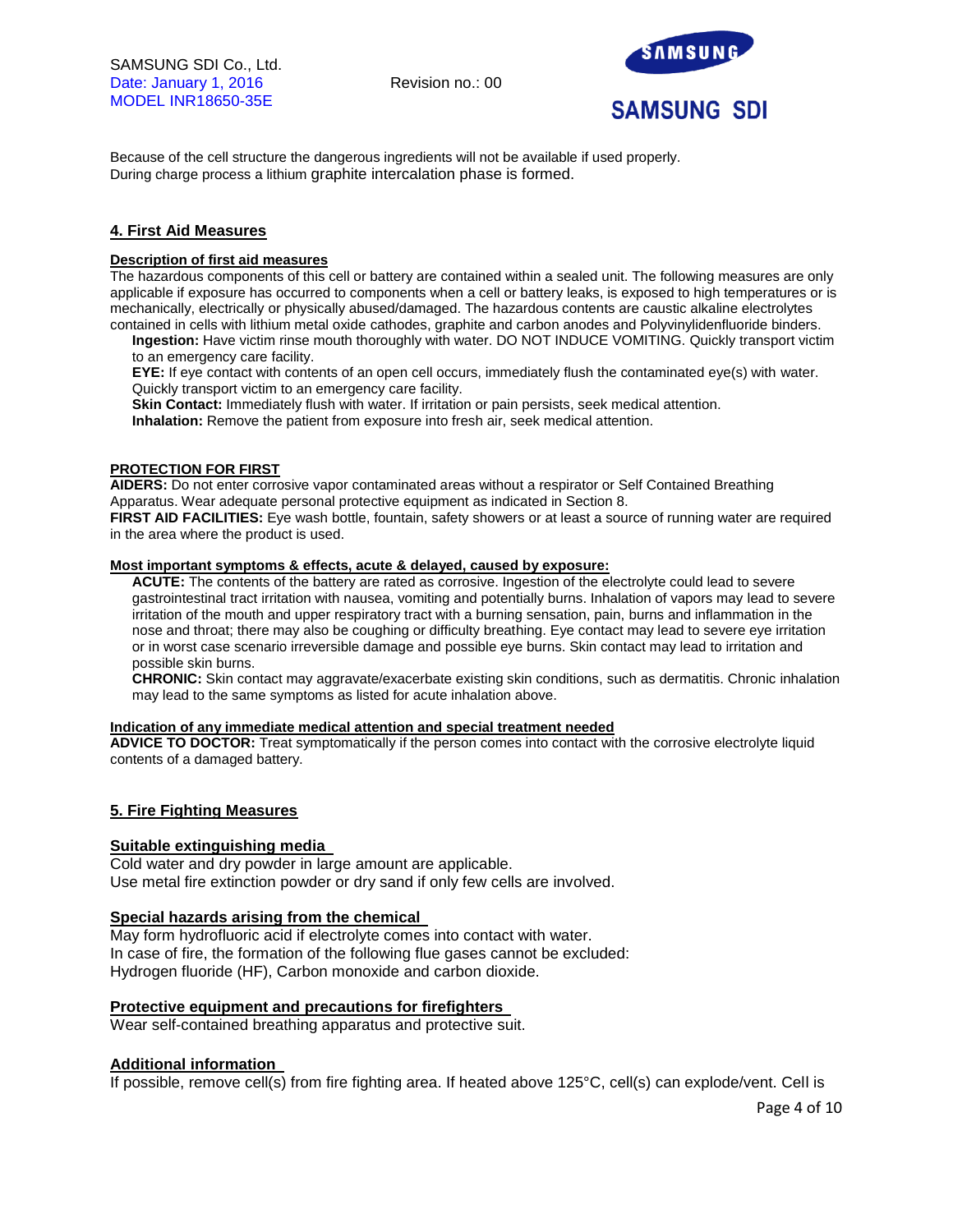Because of the cell structure the dangerous ingredients will not be available if used properly.
During charge process a lithium graphite intercalation phase is formed.

## 4. First Aid Measures

**Description of first aid measures**

The hazardous components of this cell or battery are contained within a sealed unit. The following measures are only applicable if exposure has occurred to components when a cell or battery leaks, is exposed to high temperatures or is mechanically, electrically or physically abused/damaged. The hazardous contents are caustic alkaline electrolytes contained in cells with lithium metal oxide cathodes, graphite and carbon anodes and Polyvinylidenfluoride binders.

**Ingestion:** Have victim rinse mouth thoroughly with water. DO NOT INDUCE VOMITING. Quickly transport victim to an emergency care facility.

**EYE:** If eye contact with contents of an open cell occurs, immediately flush the contaminated eye(s) with water. Quickly transport victim to an emergency care facility.

**Skin Contact:** Immediately flush with water. If irritation or pain persists, seek medical attention.

**Inhalation:** Remove the patient from exposure into fresh air, seek medical attention.

**PROTECTION FOR FIRST**

**AIDERS:** Do not enter corrosive vapor contaminated areas without a respirator or Self Contained Breathing Apparatus. Wear adequate personal protective equipment as indicated in Section 8.

**FIRST AID FACILITIES:** Eye wash bottle, fountain, safety showers or at least a source of running water are required in the area where the product is used.

**Most important symptoms & effects, acute & delayed, caused by exposure:**

**ACUTE:** The contents of the battery are rated as corrosive. Ingestion of the electrolyte could lead to severe gastrointestinal tract irritation with nausea, vomiting and potentially burns. Inhalation of vapors may lead to severe irritation of the mouth and upper respiratory tract with a burning sensation, pain, burns and inflammation in the nose and throat; there may also be coughing or difficulty breathing. Eye contact may lead to severe eye irritation or in worst case scenario irreversible damage and possible eye burns. Skin contact may lead to irritation and possible skin burns.

**CHRONIC:** Skin contact may aggravate/exacerbate existing skin conditions, such as dermatitis. Chronic inhalation may lead to the same symptoms as listed for acute inhalation above.

**Indication of any immediate medical attention and special treatment needed**

**ADVICE TO DOCTOR:** Treat symptomatically if the person comes into contact with the corrosive electrolyte liquid contents of a damaged battery.

## 5. Fire Fighting Measures

**Suitable extinguishing media**

Cold water and dry powder in large amount are applicable.
Use metal fire extinction powder or dry sand if only few cells are involved.

**Special hazards arising from the chemical**

May form hydrofluoric acid if electrolyte comes into contact with water.
In case of fire, the formation of the following flue gases cannot be excluded:
Hydrogen fluoride (HF), Carbon monoxide and carbon dioxide.

**Protective equipment and precautions for firefighters**

Wear self-contained breathing apparatus and protective suit.

**Additional information**

If possible, remove cell(s) from fire fighting area. If heated above 125°C, cell(s) can explode/vent. Cell is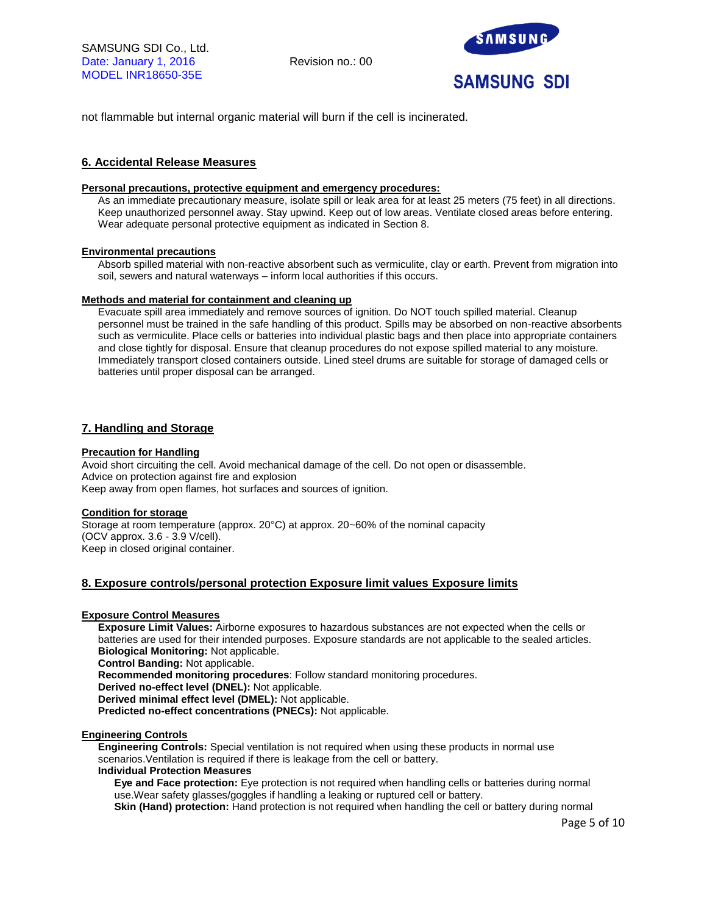not flammable but internal organic material will burn if the cell is incinerated.

## 6. Accidental Release Measures

**Personal precautions, protective equipment and emergency procedures:**

As an immediate precautionary measure, isolate spill or leak area for at least 25 meters (75 feet) in all directions. Keep unauthorized personnel away. Stay upwind. Keep out of low areas. Ventilate closed areas before entering. Wear adequate personal protective equipment as indicated in Section 8.

**Environmental precautions**

Absorb spilled material with non-reactive absorbent such as vermiculite, clay or earth. Prevent from migration into soil, sewers and natural waterways – inform local authorities if this occurs.

**Methods and material for containment and cleaning up**

Evacuate spill area immediately and remove sources of ignition. Do NOT touch spilled material. Cleanup personnel must be trained in the safe handling of this product. Spills may be absorbed on non-reactive absorbents such as vermiculite. Place cells or batteries into individual plastic bags and then place into appropriate containers and close tightly for disposal. Ensure that cleanup procedures do not expose spilled material to any moisture. Immediately transport closed containers outside. Lined steel drums are suitable for storage of damaged cells or batteries until proper disposal can be arranged.

## 7. Handling and Storage

**Precaution for Handling**

Avoid short circuiting the cell. Avoid mechanical damage of the cell. Do not open or disassemble.
Advice on protection against fire and explosion
Keep away from open flames, hot surfaces and sources of ignition.

**Condition for storage**

Storage at room temperature (approx. 20°C) at approx. 20~60% of the nominal capacity (OCV approx. 3.6 - 3.9 V/cell).
Keep in closed original container.

## 8. Exposure controls/personal protection Exposure limit values Exposure limits

**Exposure Control Measures**

**Exposure Limit Values:** Airborne exposures to hazardous substances are not expected when the cells or batteries are used for their intended purposes. Exposure standards are not applicable to the sealed articles.
**Biological Monitoring:** Not applicable.
**Control Banding:** Not applicable.
**Recommended monitoring procedures**: Follow standard monitoring procedures.
**Derived no-effect level (DNEL):** Not applicable.
**Derived minimal effect level (DMEL):** Not applicable.
**Predicted no-effect concentrations (PNECs):** Not applicable.

**Engineering Controls**

**Engineering Controls:** Special ventilation is not required when using these products in normal use scenarios.Ventilation is required if there is leakage from the cell or battery.

**Individual Protection Measures**

**Eye and Face protection:** Eye protection is not required when handling cells or batteries during normal use.Wear safety glasses/goggles if handling a leaking or ruptured cell or battery.
**Skin (Hand) protection:** Hand protection is not required when handling the cell or battery during normal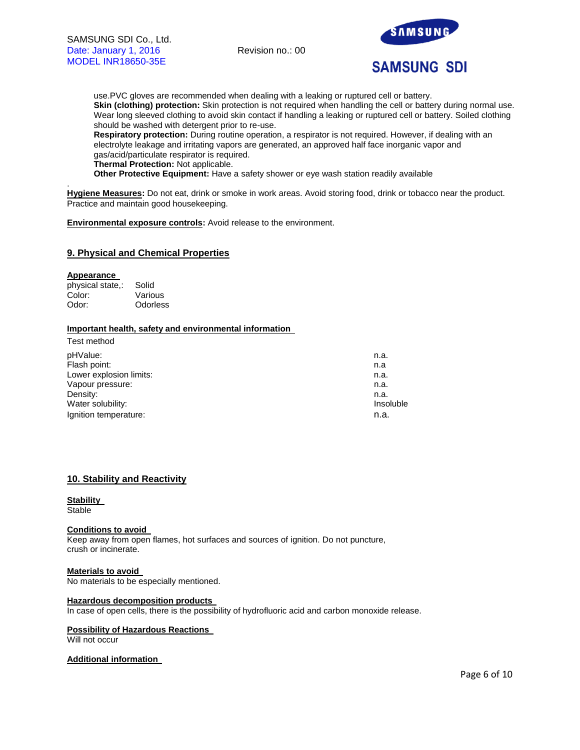use.PVC gloves are recommended when dealing with a leaking or ruptured cell or battery.

**Skin (clothing) protection:** Skin protection is not required when handling the cell or battery during normal use. Wear long sleeved clothing to avoid skin contact if handling a leaking or ruptured cell or battery. Soiled clothing should be washed with detergent prior to re-use.

**Respiratory protection:** During routine operation, a respirator is not required. However, if dealing with an electrolyte leakage and irritating vapors are generated, an approved half face inorganic vapor and gas/acid/particulate respirator is required.

**Thermal Protection:** Not applicable.

**Other Protective Equipment:** Have a safety shower or eye wash station readily available

.

**Hygiene Measures:** Do not eat, drink or smoke in work areas. Avoid storing food, drink or tobacco near the product. Practice and maintain good housekeeping.

**Environmental exposure controls:** Avoid release to the environment.

## 9. Physical and Chemical Properties

**Appearance**

| | |
|---|---|
| physical state,: | Solid |
| Color: | Various |
| Odor: | Odorless |

**Important health, safety and environmental information**

Test method

| | |
|---|---|
| pHValue: | n.a. |
| Flash point: | n.a |
| Lower explosion limits: | n.a. |
| Vapour pressure: | n.a. |
| Density: | n.a. |
| Water solubility: | Insoluble |
| Ignition temperature: | n.a. |

## 10. Stability and Reactivity

**Stability**

Stable

**Conditions to avoid**

Keep away from open flames, hot surfaces and sources of ignition. Do not puncture, crush or incinerate.

**Materials to avoid**

No materials to be especially mentioned.

**Hazardous decomposition products**

In case of open cells, there is the possibility of hydrofluoric acid and carbon monoxide release.

**Possibility of Hazardous Reactions**

Will not occur

**Additional information**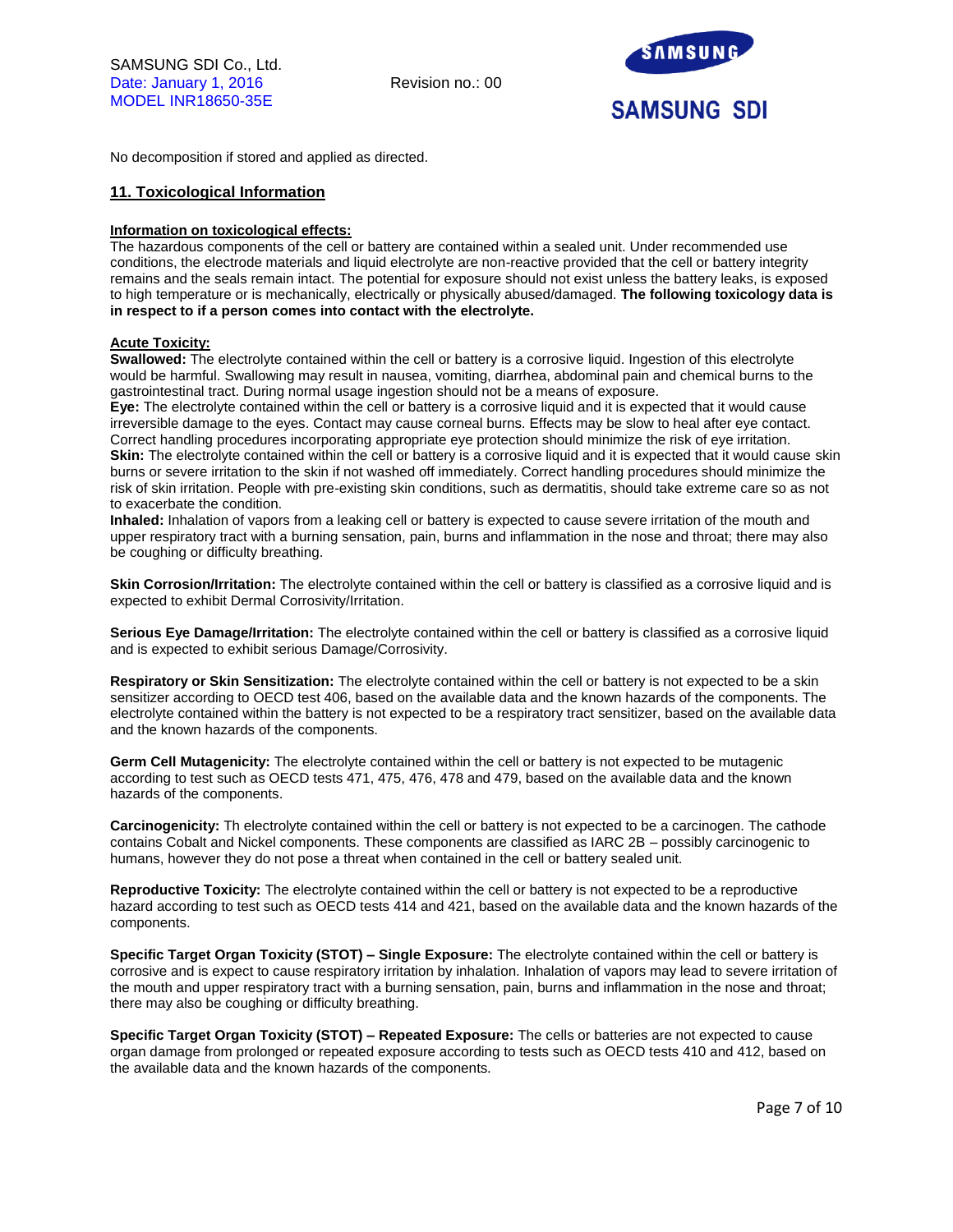No decomposition if stored and applied as directed.

## 11. Toxicological Information

**Information on toxicological effects:**

The hazardous components of the cell or battery are contained within a sealed unit. Under recommended use conditions, the electrode materials and liquid electrolyte are non-reactive provided that the cell or battery integrity remains and the seals remain intact. The potential for exposure should not exist unless the battery leaks, is exposed to high temperature or is mechanically, electrically or physically abused/damaged. **The following toxicology data is in respect to if a person comes into contact with the electrolyte.**

**Acute Toxicity:**

**Swallowed:** The electrolyte contained within the cell or battery is a corrosive liquid. Ingestion of this electrolyte would be harmful. Swallowing may result in nausea, vomiting, diarrhea, abdominal pain and chemical burns to the gastrointestinal tract. During normal usage ingestion should not be a means of exposure.

**Eye:** The electrolyte contained within the cell or battery is a corrosive liquid and it is expected that it would cause irreversible damage to the eyes. Contact may cause corneal burns. Effects may be slow to heal after eye contact. Correct handling procedures incorporating appropriate eye protection should minimize the risk of eye irritation.

**Skin:** The electrolyte contained within the cell or battery is a corrosive liquid and it is expected that it would cause skin burns or severe irritation to the skin if not washed off immediately. Correct handling procedures should minimize the risk of skin irritation. People with pre-existing skin conditions, such as dermatitis, should take extreme care so as not to exacerbate the condition.

**Inhaled:** Inhalation of vapors from a leaking cell or battery is expected to cause severe irritation of the mouth and upper respiratory tract with a burning sensation, pain, burns and inflammation in the nose and throat; there may also be coughing or difficulty breathing.

**Skin Corrosion/Irritation:** The electrolyte contained within the cell or battery is classified as a corrosive liquid and is expected to exhibit Dermal Corrosivity/Irritation.

**Serious Eye Damage/Irritation:** The electrolyte contained within the cell or battery is classified as a corrosive liquid and is expected to exhibit serious Damage/Corrosivity.

**Respiratory or Skin Sensitization:** The electrolyte contained within the cell or battery is not expected to be a skin sensitizer according to OECD test 406, based on the available data and the known hazards of the components. The electrolyte contained within the battery is not expected to be a respiratory tract sensitizer, based on the available data and the known hazards of the components.

**Germ Cell Mutagenicity:** The electrolyte contained within the cell or battery is not expected to be mutagenic according to test such as OECD tests 471, 475, 476, 478 and 479, based on the available data and the known hazards of the components.

**Carcinogenicity:** Th electrolyte contained within the cell or battery is not expected to be a carcinogen. The cathode contains Cobalt and Nickel components. These components are classified as IARC 2B – possibly carcinogenic to humans, however they do not pose a threat when contained in the cell or battery sealed unit.

**Reproductive Toxicity:** The electrolyte contained within the cell or battery is not expected to be a reproductive hazard according to test such as OECD tests 414 and 421, based on the available data and the known hazards of the components.

**Specific Target Organ Toxicity (STOT) – Single Exposure:** The electrolyte contained within the cell or battery is corrosive and is expect to cause respiratory irritation by inhalation. Inhalation of vapors may lead to severe irritation of the mouth and upper respiratory tract with a burning sensation, pain, burns and inflammation in the nose and throat; there may also be coughing or difficulty breathing.

**Specific Target Organ Toxicity (STOT) – Repeated Exposure:** The cells or batteries are not expected to cause organ damage from prolonged or repeated exposure according to tests such as OECD tests 410 and 412, based on the available data and the known hazards of the components.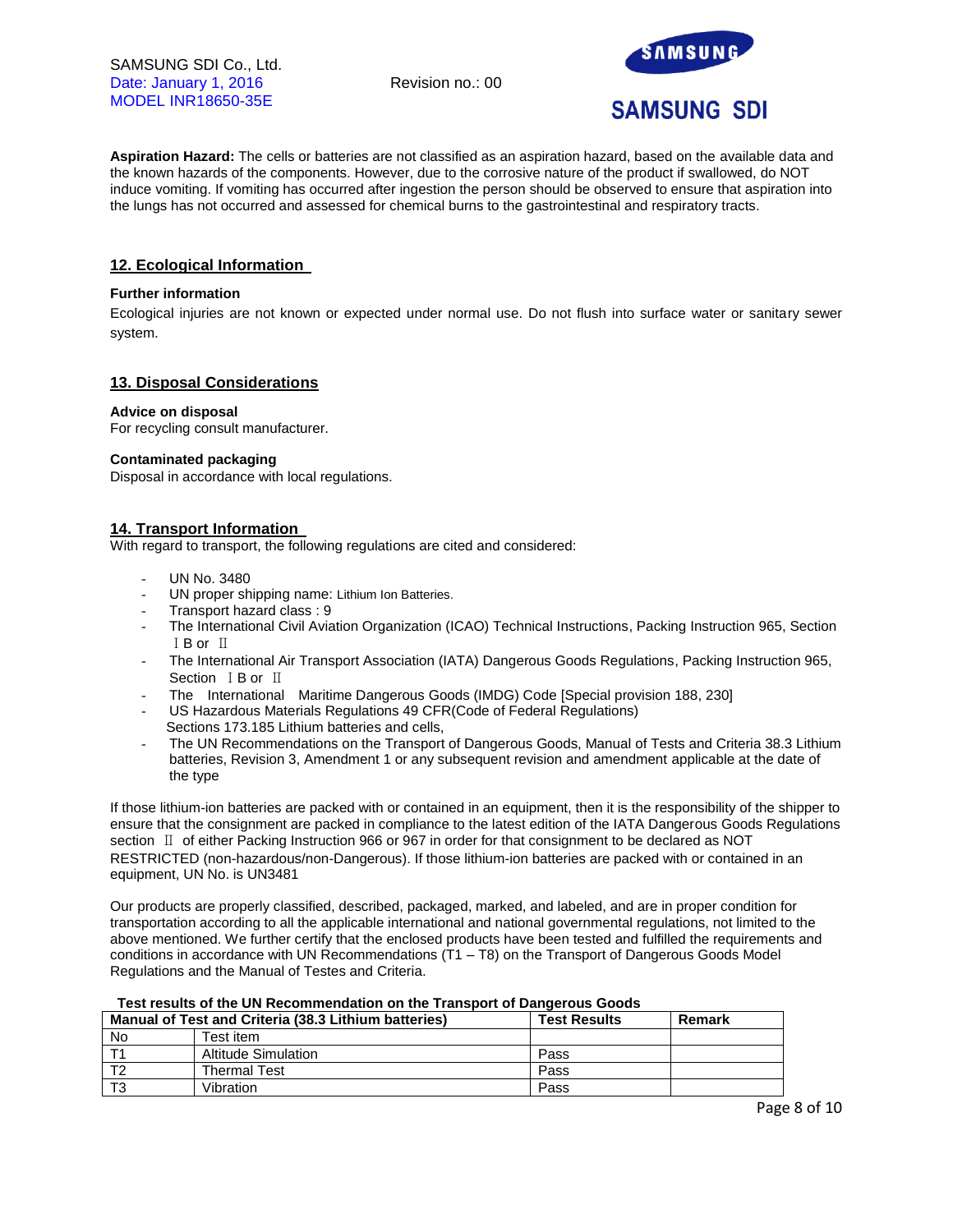**Aspiration Hazard:** The cells or batteries are not classified as an aspiration hazard, based on the available data and the known hazards of the components. However, due to the corrosive nature of the product if swallowed, do NOT induce vomiting. If vomiting has occurred after ingestion the person should be observed to ensure that aspiration into the lungs has not occurred and assessed for chemical burns to the gastrointestinal and respiratory tracts.

## 12. Ecological Information

**Further information**

Ecological injuries are not known or expected under normal use. Do not flush into surface water or sanitary sewer system.

## 13. Disposal Considerations

**Advice on disposal**

For recycling consult manufacturer.

**Contaminated packaging**

Disposal in accordance with local regulations.

## 14. Transport Information

With regard to transport, the following regulations are cited and considered:

- UN No. 3480
- UN proper shipping name: Lithium Ion Batteries.
- Transport hazard class : 9
- The International Civil Aviation Organization (ICAO) Technical Instructions, Packing Instruction 965, Section ⅠB or Ⅱ
- The International Air Transport Association (IATA) Dangerous Goods Regulations, Packing Instruction 965, Section ⅠB or Ⅱ
- The International Maritime Dangerous Goods (IMDG) Code [Special provision 188, 230]
- US Hazardous Materials Regulations 49 CFR(Code of Federal Regulations) Sections 173.185 Lithium batteries and cells,
- The UN Recommendations on the Transport of Dangerous Goods, Manual of Tests and Criteria 38.3 Lithium batteries, Revision 3, Amendment 1 or any subsequent revision and amendment applicable at the date of the type

If those lithium-ion batteries are packed with or contained in an equipment, then it is the responsibility of the shipper to ensure that the consignment are packed in compliance to the latest edition of the IATA Dangerous Goods Regulations section Ⅱ of either Packing Instruction 966 or 967 in order for that consignment to be declared as NOT RESTRICTED (non-hazardous/non-Dangerous). If those lithium-ion batteries are packed with or contained in an equipment, UN No. is UN3481

Our products are properly classified, described, packaged, marked, and labeled, and are in proper condition for transportation according to all the applicable international and national governmental regulations, not limited to the above mentioned. We further certify that the enclosed products have been tested and fulfilled the requirements and conditions in accordance with UN Recommendations (T1 – T8) on the Transport of Dangerous Goods Model Regulations and the Manual of Testes and Criteria.

**Test results of the UN Recommendation on the Transport of Dangerous Goods**

| Manual of Test and Criteria (38.3 Lithium batteries) | | Test Results | Remark |
|---|---|---|---|
| No | Test item | | |
| T1 | Altitude Simulation | Pass | |
| T2 | Thermal Test | Pass | |
| T3 | Vibration | Pass | |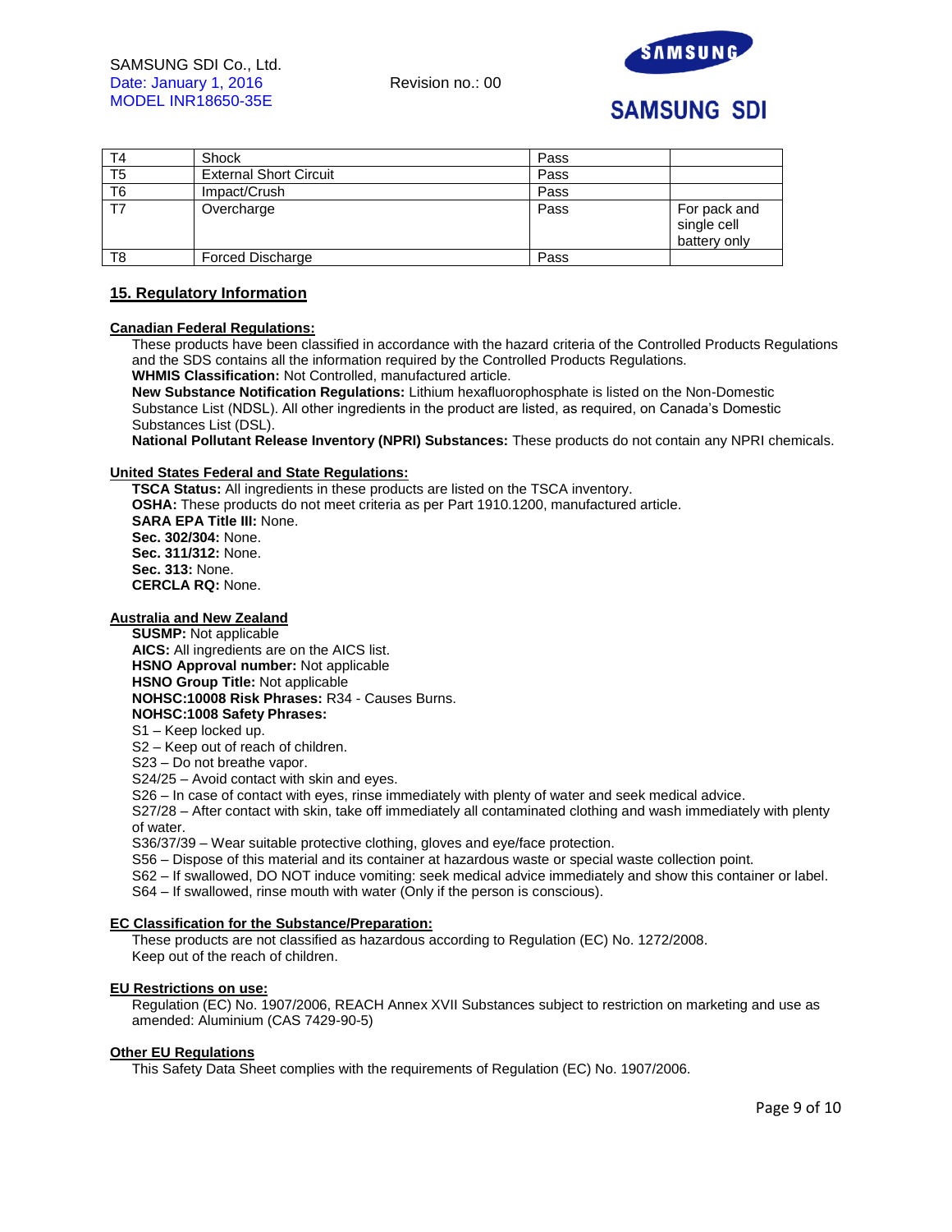| T4 | Shock | Pass | |
|---|---|---|---|
| T5 | External Short Circuit | Pass | |
| T6 | Impact/Crush | Pass | |
| T7 | Overcharge | Pass | For pack and single cell battery only |
| T8 | Forced Discharge | Pass | |

## 15. Regulatory Information

**Canadian Federal Regulations:**

These products have been classified in accordance with the hazard criteria of the Controlled Products Regulations and the SDS contains all the information required by the Controlled Products Regulations.

**WHMIS Classification:** Not Controlled, manufactured article.

**New Substance Notification Regulations:** Lithium hexafluorophosphate is listed on the Non-Domestic Substance List (NDSL). All other ingredients in the product are listed, as required, on Canada's Domestic Substances List (DSL).

**National Pollutant Release Inventory (NPRI) Substances:** These products do not contain any NPRI chemicals.

**United States Federal and State Regulations:**

**TSCA Status:** All ingredients in these products are listed on the TSCA inventory.
**OSHA:** These products do not meet criteria as per Part 1910.1200, manufactured article.
**SARA EPA Title III:** None.
**Sec. 302/304:** None.
**Sec. 311/312:** None.
**Sec. 313:** None.
**CERCLA RQ:** None.

**Australia and New Zealand**

**SUSMP:** Not applicable
**AICS:** All ingredients are on the AICS list.
**HSNO Approval number:** Not applicable
**HSNO Group Title:** Not applicable
**NOHSC:10008 Risk Phrases:** R34 - Causes Burns.
**NOHSC:1008 Safety Phrases:**
S1 – Keep locked up.
S2 – Keep out of reach of children.
S23 – Do not breathe vapor.
S24/25 – Avoid contact with skin and eyes.
S26 – In case of contact with eyes, rinse immediately with plenty of water and seek medical advice.
S27/28 – After contact with skin, take off immediately all contaminated clothing and wash immediately with plenty of water.
S36/37/39 – Wear suitable protective clothing, gloves and eye/face protection.
S56 – Dispose of this material and its container at hazardous waste or special waste collection point.
S62 – If swallowed, DO NOT induce vomiting: seek medical advice immediately and show this container or label.
S64 – If swallowed, rinse mouth with water (Only if the person is conscious).

**EC Classification for the Substance/Preparation:**

These products are not classified as hazardous according to Regulation (EC) No. 1272/2008.
Keep out of the reach of children.

**EU Restrictions on use:**

Regulation (EC) No. 1907/2006, REACH Annex XVII Substances subject to restriction on marketing and use as amended: Aluminium (CAS 7429-90-5)

**Other EU Regulations**

This Safety Data Sheet complies with the requirements of Regulation (EC) No. 1907/2006.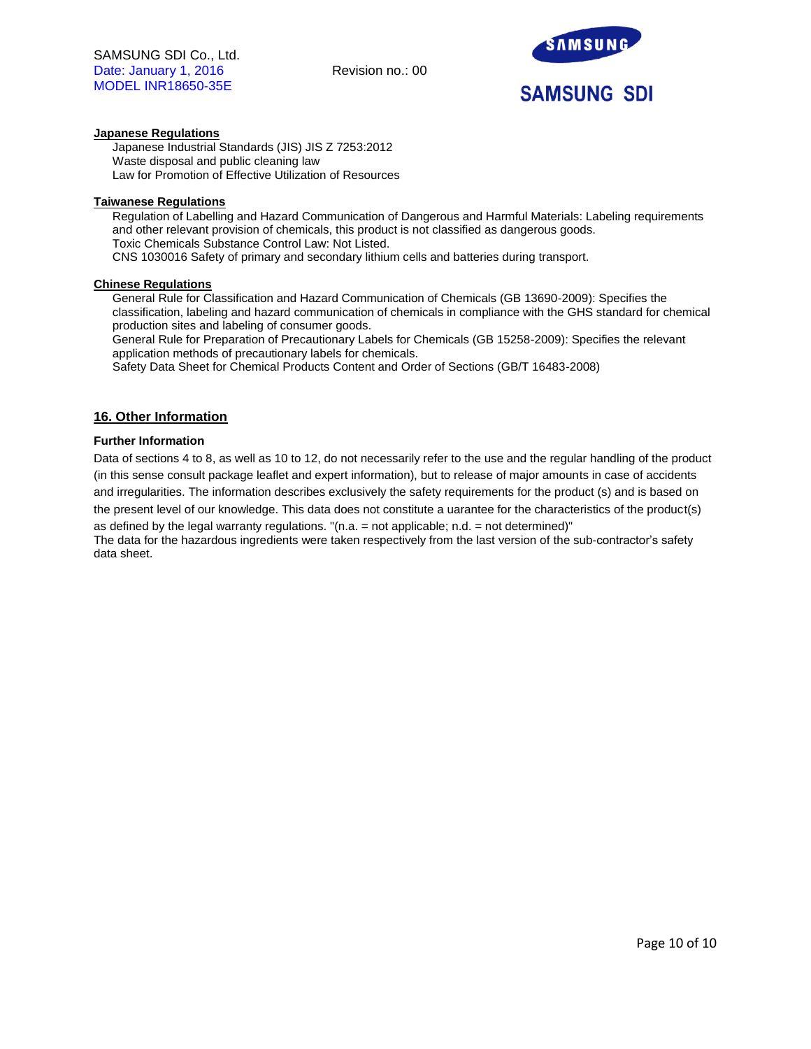**Japanese Regulations**

Japanese Industrial Standards (JIS) JIS Z 7253:2012
Waste disposal and public cleaning law
Law for Promotion of Effective Utilization of Resources

**Taiwanese Regulations**

Regulation of Labelling and Hazard Communication of Dangerous and Harmful Materials: Labeling requirements and other relevant provision of chemicals, this product is not classified as dangerous goods.
Toxic Chemicals Substance Control Law: Not Listed.
CNS 1030016 Safety of primary and secondary lithium cells and batteries during transport.

**Chinese Regulations**

General Rule for Classification and Hazard Communication of Chemicals (GB 13690-2009): Specifies the classification, labeling and hazard communication of chemicals in compliance with the GHS standard for chemical production sites and labeling of consumer goods.
General Rule for Preparation of Precautionary Labels for Chemicals (GB 15258-2009): Specifies the relevant application methods of precautionary labels for chemicals.
Safety Data Sheet for Chemical Products Content and Order of Sections (GB/T 16483-2008)

## 16. Other Information

**Further Information**

Data of sections 4 to 8, as well as 10 to 12, do not necessarily refer to the use and the regular handling of the product (in this sense consult package leaflet and expert information), but to release of major amounts in case of accidents and irregularities. The information describes exclusively the safety requirements for the product (s) and is based on the present level of our knowledge. This data does not constitute a uarantee for the characteristics of the product(s) as defined by the legal warranty regulations. "(n.a. = not applicable; n.d. = not determined)"
The data for the hazardous ingredients were taken respectively from the last version of the sub-contractor's safety data sheet.